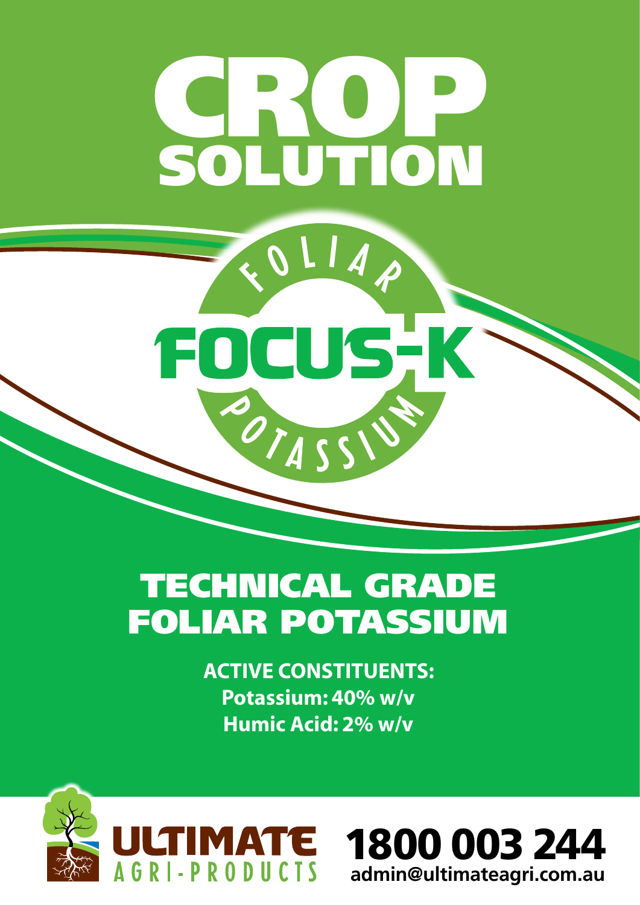# CROP SOLUTION

FOLIAR

# FOCUS-K

POTASSIUM

## TECHNICAL GRADE FOLIAR POTASSIUM

**ACTIVE CONSTITUENTS:**
**Potassium: 40% w/v**
**Humic Acid: 2% w/v**

ULTIMATE AGRI-PRODUCTS

**1800 003 244**
**admin@ultimateagri.com.au**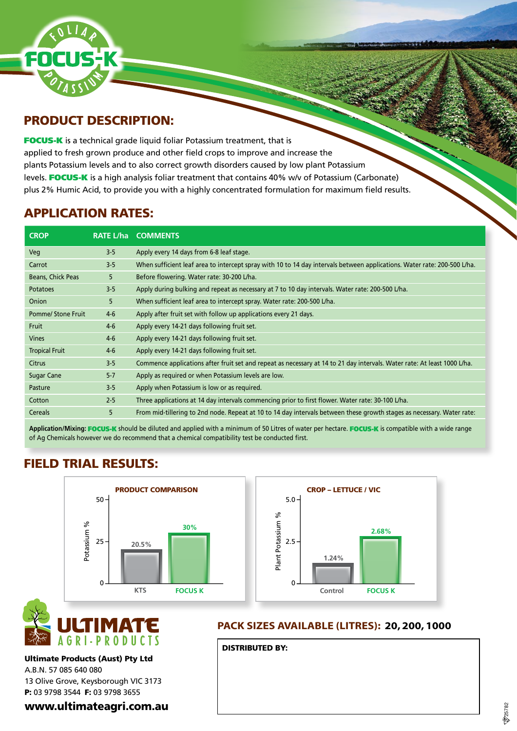FOLIAR FOCUS-K POTASSIUM

## PRODUCT DESCRIPTION:

**FOCUS-K** is a technical grade liquid foliar Potassium treatment, that is applied to fresh grown produce and other field crops to improve and increase the plants Potassium levels and to also correct growth disorders caused by low plant Potassium levels. **FOCUS-K** is a high analysis foliar treatment that contains 40% w/v of Potassium (Carbonate) plus 2% Humic Acid, to provide you with a highly concentrated formulation for maximum field results.

## APPLICATION RATES:

| CROP | RATE L/ha | COMMENTS |
|---|---|---|
| Veg | 3-5 | Apply every 14 days from 6-8 leaf stage. |
| Carrot | 3-5 | When sufficient leaf area to intercept spray with 10 to 14 day intervals between applications. Water rate: 200-500 L/ha. |
| Beans, Chick Peas | 5 | Before flowering. Water rate: 30-200 L/ha. |
| Potatoes | 3-5 | Apply during bulking and repeat as necessary at 7 to 10 day intervals. Water rate: 200-500 L/ha. |
| Onion | 5 | When sufficient leaf area to intercept spray. Water rate: 200-500 L/ha. |
| Pomme/ Stone Fruit | 4-6 | Apply after fruit set with follow up applications every 21 days. |
| Fruit | 4-6 | Apply every 14-21 days following fruit set. |
| Vines | 4-6 | Apply every 14-21 days following fruit set. |
| Tropical Fruit | 4-6 | Apply every 14-21 days following fruit set. |
| Citrus | 3-5 | Commence applications after fruit set and repeat as necessary at 14 to 21 day intervals. Water rate: At least 1000 L/ha. |
| Sugar Cane | 5-7 | Apply as required or when Potassium levels are low. |
| Pasture | 3-5 | Apply when Potassium is low or as required. |
| Cotton | 2-5 | Three applications at 14 day intervals commencing prior to first flower. Water rate: 30-100 L/ha. |
| Cereals | 5 | From mid-tillering to 2nd node. Repeat at 10 to 14 day intervals between these growth stages as necessary. Water rate: |

**Application/Mixing:** **FOCUS-K** should be diluted and applied with a minimum of 50 Litres of water per hectare. **FOCUS-K** is compatible with a wide range of Ag Chemicals however we do recommend that a chemical compatibility test be conducted first.

## FIELD TRIAL RESULTS:

PRODUCT COMPARISON

Potassium %

50

25

0

20.5%

30%

KTS

FOCUS K

CROP – LETTUCE / VIC

Plant Potassium %

5.0

2.5

0

1.24%

2.68%

Control

FOCUS K

ULTIMATE AGRI-PRODUCTS

**Ultimate Products (Aust) Pty Ltd**
A.B.N. 57 085 640 080
13 Olive Grove, Keysborough VIC 3173
**P:** 03 9798 3544 **F:** 03 9798 3655

**www.ultimateagri.com.au**

## PACK SIZES AVAILABLE (LITRES): 20, 200, 1000

**DISTRIBUTED BY:**

25782